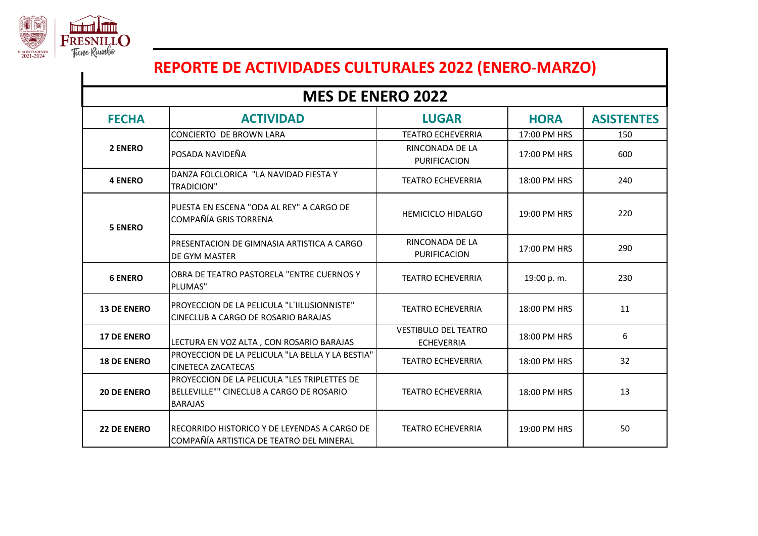# REPORTE DE ACTIVIDADES CULTURALES 2022 (ENERO-MARZO)

## MES DE ENERO 2022

| FECHA | ACTIVIDAD | LUGAR | HORA | ASISTENTES |
|---|---|---|---|---|
| **2 ENERO** | CONCIERTO DE BROWN LARA | TEATRO ECHEVERRIA | 17:00 PM HRS | 150 |
| | POSADA NAVIDEÑA | RINCONADA DE LA PURIFICACION | 17:00 PM HRS | 600 |
| **4 ENERO** | DANZA FOLCLORICA "LA NAVIDAD FIESTA Y TRADICION" | TEATRO ECHEVERRIA | 18:00 PM HRS | 240 |
| **5 ENERO** | PUESTA EN ESCENA "ODA AL REY" A CARGO DE COMPAÑÍA GRIS TORRENA | HEMICICLO HIDALGO | 19:00 PM HRS | 220 |
| | PRESENTACION DE GIMNASIA ARTISTICA A CARGO DE GYM MASTER | RINCONADA DE LA PURIFICACION | 17:00 PM HRS | 290 |
| **6 ENERO** | OBRA DE TEATRO PASTORELA "ENTRE CUERNOS Y PLUMAS" | TEATRO ECHEVERRIA | 19:00 p. m. | 230 |
| **13 DE ENERO** | PROYECCION DE LA PELICULA "L´IILUSIONNISTE" CINECLUB A CARGO DE ROSARIO BARAJAS | TEATRO ECHEVERRIA | 18:00 PM HRS | 11 |
| **17 DE ENERO** | LECTURA EN VOZ ALTA , CON ROSARIO BARAJAS | VESTIBULO DEL TEATRO ECHEVERRIA | 18:00 PM HRS | 6 |
| **18 DE ENERO** | PROYECCION DE LA PELICULA "LA BELLA Y LA BESTIA" CINETECA ZACATECAS | TEATRO ECHEVERRIA | 18:00 PM HRS | 32 |
| **20 DE ENERO** | PROYECCION DE LA PELICULA "LES TRIPLETTES DE BELLEVILLE"" CINECLUB A CARGO DE ROSARIO BARAJAS | TEATRO ECHEVERRIA | 18:00 PM HRS | 13 |
| **22 DE ENERO** | RECORRIDO HISTORICO Y DE LEYENDAS A CARGO DE COMPAÑÍA ARTISTICA DE TEATRO DEL MINERAL | TEATRO ECHEVERRIA | 19:00 PM HRS | 50 |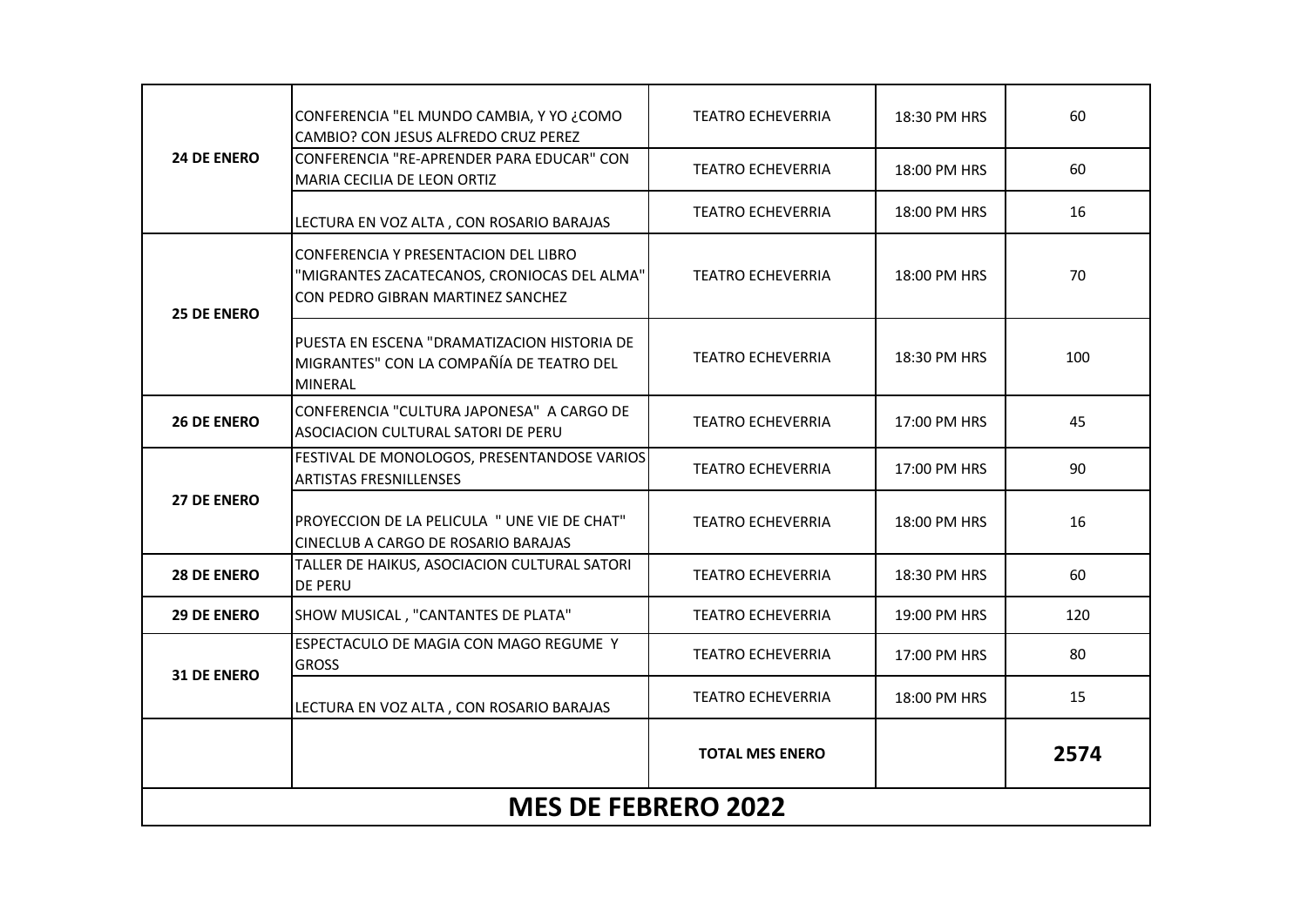| | | | | |
|---|---|---|---|---|
| **24 DE ENERO** | CONFERENCIA "EL MUNDO CAMBIA, Y YO ¿COMO CAMBIO? CON JESUS ALFREDO CRUZ PEREZ | TEATRO ECHEVERRIA | 18:30 PM HRS | 60 |
| | CONFERENCIA "RE-APRENDER PARA EDUCAR" CON MARIA CECILIA DE LEON ORTIZ | TEATRO ECHEVERRIA | 18:00 PM HRS | 60 |
| | LECTURA EN VOZ ALTA , CON ROSARIO BARAJAS | TEATRO ECHEVERRIA | 18:00 PM HRS | 16 |
| **25 DE ENERO** | CONFERENCIA Y PRESENTACION DEL LIBRO "MIGRANTES ZACATECANOS, CRONIOCAS DEL ALMA" CON PEDRO GIBRAN MARTINEZ SANCHEZ | TEATRO ECHEVERRIA | 18:00 PM HRS | 70 |
| | PUESTA EN ESCENA "DRAMATIZACION HISTORIA DE MIGRANTES" CON LA COMPAÑÍA DE TEATRO DEL MINERAL | TEATRO ECHEVERRIA | 18:30 PM HRS | 100 |
| **26 DE ENERO** | CONFERENCIA "CULTURA JAPONESA" A CARGO DE ASOCIACION CULTURAL SATORI DE PERU | TEATRO ECHEVERRIA | 17:00 PM HRS | 45 |
| **27 DE ENERO** | FESTIVAL DE MONOLOGOS, PRESENTANDOSE VARIOS ARTISTAS FRESNILLENSES | TEATRO ECHEVERRIA | 17:00 PM HRS | 90 |
| | PROYECCION DE LA PELICULA " UNE VIE DE CHAT" CINECLUB A CARGO DE ROSARIO BARAJAS | TEATRO ECHEVERRIA | 18:00 PM HRS | 16 |
| **28 DE ENERO** | TALLER DE HAIKUS, ASOCIACION CULTURAL SATORI DE PERU | TEATRO ECHEVERRIA | 18:30 PM HRS | 60 |
| **29 DE ENERO** | SHOW MUSICAL , "CANTANTES DE PLATA" | TEATRO ECHEVERRIA | 19:00 PM HRS | 120 |
| **31 DE ENERO** | ESPECTACULO DE MAGIA CON MAGO REGUME Y GROSS | TEATRO ECHEVERRIA | 17:00 PM HRS | 80 |
| | LECTURA EN VOZ ALTA , CON ROSARIO BARAJAS | TEATRO ECHEVERRIA | 18:00 PM HRS | 15 |
| | | **TOTAL MES ENERO** | | **2574** |

## MES DE FEBRERO 2022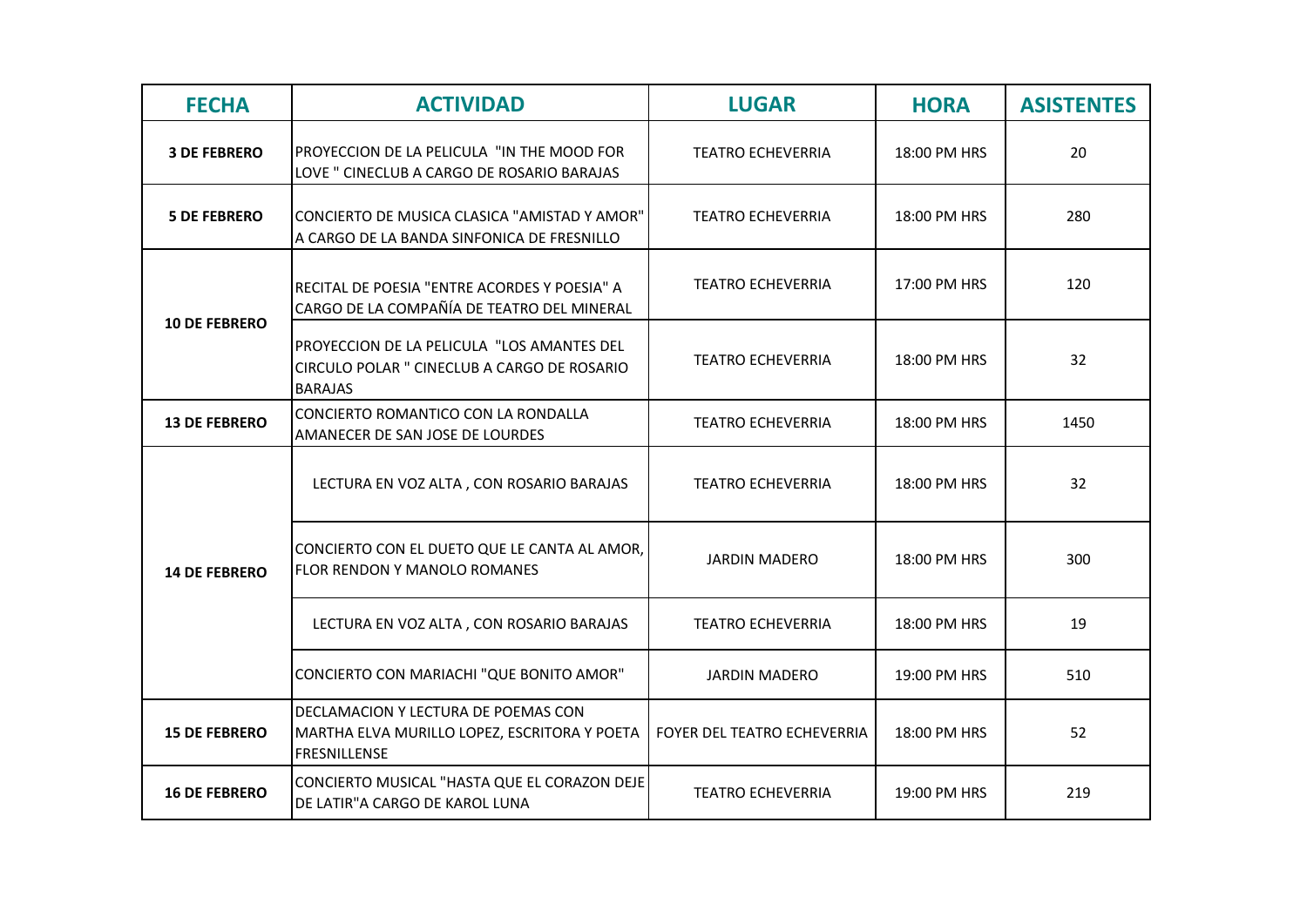| FECHA | ACTIVIDAD | LUGAR | HORA | ASISTENTES |
|---|---|---|---|---|
| 3 DE FEBRERO | PROYECCION DE LA PELICULA "IN THE MOOD FOR LOVE " CINECLUB A CARGO DE ROSARIO BARAJAS | TEATRO ECHEVERRIA | 18:00 PM HRS | 20 |
| 5 DE FEBRERO | CONCIERTO DE MUSICA CLASICA "AMISTAD Y AMOR" A CARGO DE LA BANDA SINFONICA DE FRESNILLO | TEATRO ECHEVERRIA | 18:00 PM HRS | 280 |
| 10 DE FEBRERO | RECITAL DE POESIA "ENTRE ACORDES Y POESIA" A CARGO DE LA COMPAÑÍA DE TEATRO DEL MINERAL | TEATRO ECHEVERRIA | 17:00 PM HRS | 120 |
| | PROYECCION DE LA PELICULA "LOS AMANTES DEL CIRCULO POLAR " CINECLUB A CARGO DE ROSARIO BARAJAS | TEATRO ECHEVERRIA | 18:00 PM HRS | 32 |
| 13 DE FEBRERO | CONCIERTO ROMANTICO CON LA RONDALLA AMANECER DE SAN JOSE DE LOURDES | TEATRO ECHEVERRIA | 18:00 PM HRS | 1450 |
| 14 DE FEBRERO | LECTURA EN VOZ ALTA , CON ROSARIO BARAJAS | TEATRO ECHEVERRIA | 18:00 PM HRS | 32 |
| | CONCIERTO CON EL DUETO QUE LE CANTA AL AMOR, FLOR RENDON Y MANOLO ROMANES | JARDIN MADERO | 18:00 PM HRS | 300 |
| | LECTURA EN VOZ ALTA , CON ROSARIO BARAJAS | TEATRO ECHEVERRIA | 18:00 PM HRS | 19 |
| | CONCIERTO CON MARIACHI "QUE BONITO AMOR" | JARDIN MADERO | 19:00 PM HRS | 510 |
| 15 DE FEBRERO | DECLAMACION Y LECTURA DE POEMAS CON MARTHA ELVA MURILLO LOPEZ, ESCRITORA Y POETA FRESNILLENSE | FOYER DEL TEATRO ECHEVERRIA | 18:00 PM HRS | 52 |
| 16 DE FEBRERO | CONCIERTO MUSICAL "HASTA QUE EL CORAZON DEJE DE LATIR"A CARGO DE KAROL LUNA | TEATRO ECHEVERRIA | 19:00 PM HRS | 219 |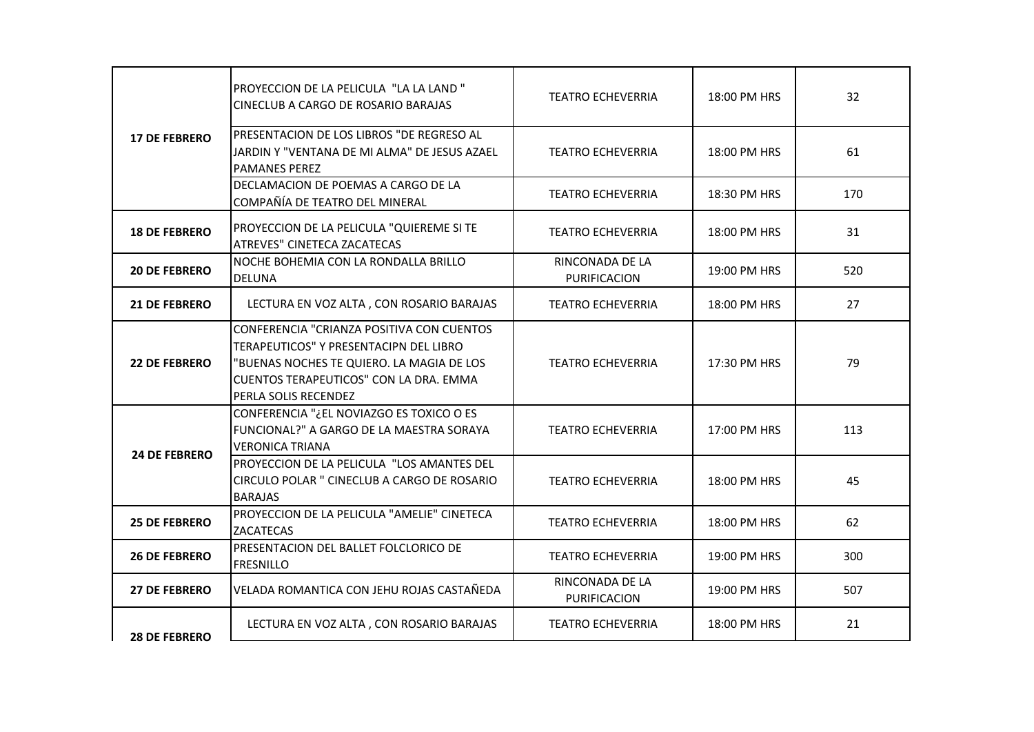| | | | | |
|---|---|---|---|---|
| **17 DE FEBRERO** | PROYECCION DE LA PELICULA "LA LA LAND " CINECLUB A CARGO DE ROSARIO BARAJAS | TEATRO ECHEVERRIA | 18:00 PM HRS | 32 |
| | PRESENTACION DE LOS LIBROS "DE REGRESO AL JARDIN Y "VENTANA DE MI ALMA" DE JESUS AZAEL PAMANES PEREZ | TEATRO ECHEVERRIA | 18:00 PM HRS | 61 |
| | DECLAMACION DE POEMAS A CARGO DE LA COMPAÑÍA DE TEATRO DEL MINERAL | TEATRO ECHEVERRIA | 18:30 PM HRS | 170 |
| **18 DE FEBRERO** | PROYECCION DE LA PELICULA "QUIEREME SI TE ATREVES" CINETECA ZACATECAS | TEATRO ECHEVERRIA | 18:00 PM HRS | 31 |
| **20 DE FEBRERO** | NOCHE BOHEMIA CON LA RONDALLA BRILLO DELUNA | RINCONADA DE LA PURIFICACION | 19:00 PM HRS | 520 |
| **21 DE FEBRERO** | LECTURA EN VOZ ALTA , CON ROSARIO BARAJAS | TEATRO ECHEVERRIA | 18:00 PM HRS | 27 |
| **22 DE FEBRERO** | CONFERENCIA "CRIANZA POSITIVA CON CUENTOS TERAPEUTICOS" Y PRESENTACIPN DEL LIBRO "BUENAS NOCHES TE QUIERO. LA MAGIA DE LOS CUENTOS TERAPEUTICOS" CON LA DRA. EMMA PERLA SOLIS RECENDEZ | TEATRO ECHEVERRIA | 17:30 PM HRS | 79 |
| **24 DE FEBRERO** | CONFERENCIA "¿EL NOVIAZGO ES TOXICO O ES FUNCIONAL?" A GARGO DE LA MAESTRA SORAYA VERONICA TRIANA | TEATRO ECHEVERRIA | 17:00 PM HRS | 113 |
| | PROYECCION DE LA PELICULA "LOS AMANTES DEL CIRCULO POLAR " CINECLUB A CARGO DE ROSARIO BARAJAS | TEATRO ECHEVERRIA | 18:00 PM HRS | 45 |
| **25 DE FEBRERO** | PROYECCION DE LA PELICULA "AMELIE" CINETECA ZACATECAS | TEATRO ECHEVERRIA | 18:00 PM HRS | 62 |
| **26 DE FEBRERO** | PRESENTACION DEL BALLET FOLCLORICO DE FRESNILLO | TEATRO ECHEVERRIA | 19:00 PM HRS | 300 |
| **27 DE FEBRERO** | VELADA ROMANTICA CON JEHU ROJAS CASTAÑEDA | RINCONADA DE LA PURIFICACION | 19:00 PM HRS | 507 |
| **28 DE FEBRERO** | LECTURA EN VOZ ALTA , CON ROSARIO BARAJAS | TEATRO ECHEVERRIA | 18:00 PM HRS | 21 |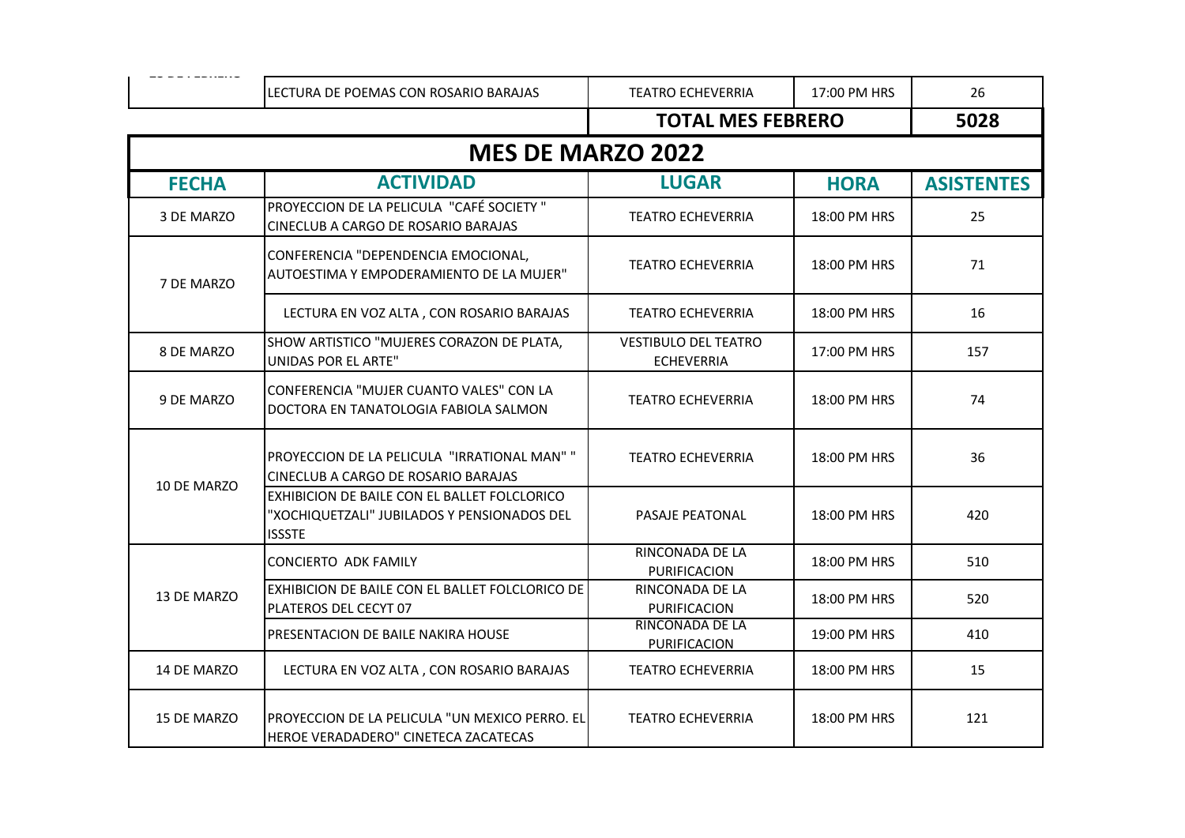| | LECTURA DE POEMAS CON ROSARIO BARAJAS | TEATRO ECHEVERRIA | 17:00 PM HRS | 26 |
|---|---|---|---|---|
| | | **TOTAL MES FEBRERO** | | **5028** |

## MES DE MARZO 2022

| FECHA | ACTIVIDAD | LUGAR | HORA | ASISTENTES |
|---|---|---|---|---|
| 3 DE MARZO | PROYECCION DE LA PELICULA "CAFÉ SOCIETY " CINECLUB A CARGO DE ROSARIO BARAJAS | TEATRO ECHEVERRIA | 18:00 PM HRS | 25 |
| 7 DE MARZO | CONFERENCIA "DEPENDENCIA EMOCIONAL, AUTOESTIMA Y EMPODERAMIENTO DE LA MUJER" | TEATRO ECHEVERRIA | 18:00 PM HRS | 71 |
| | LECTURA EN VOZ ALTA , CON ROSARIO BARAJAS | TEATRO ECHEVERRIA | 18:00 PM HRS | 16 |
| 8 DE MARZO | SHOW ARTISTICO "MUJERES CORAZON DE PLATA, UNIDAS POR EL ARTE" | VESTIBULO DEL TEATRO ECHEVERRIA | 17:00 PM HRS | 157 |
| 9 DE MARZO | CONFERENCIA "MUJER CUANTO VALES" CON LA DOCTORA EN TANATOLOGIA FABIOLA SALMON | TEATRO ECHEVERRIA | 18:00 PM HRS | 74 |
| 10 DE MARZO | PROYECCION DE LA PELICULA "IRRATIONAL MAN" " CINECLUB A CARGO DE ROSARIO BARAJAS | TEATRO ECHEVERRIA | 18:00 PM HRS | 36 |
| | EXHIBICION DE BAILE CON EL BALLET FOLCLORICO "XOCHIQUETZALI" JUBILADOS Y PENSIONADOS DEL ISSSTE | PASAJE PEATONAL | 18:00 PM HRS | 420 |
| 13 DE MARZO | CONCIERTO ADK FAMILY | RINCONADA DE LA PURIFICACION | 18:00 PM HRS | 510 |
| | EXHIBICION DE BAILE CON EL BALLET FOLCLORICO DE PLATEROS DEL CECYT 07 | RINCONADA DE LA PURIFICACION | 18:00 PM HRS | 520 |
| | PRESENTACION DE BAILE NAKIRA HOUSE | RINCONADA DE LA PURIFICACION | 19:00 PM HRS | 410 |
| 14 DE MARZO | LECTURA EN VOZ ALTA , CON ROSARIO BARAJAS | TEATRO ECHEVERRIA | 18:00 PM HRS | 15 |
| 15 DE MARZO | PROYECCION DE LA PELICULA "UN MEXICO PERRO. EL HEROE VERADADERO" CINETECA ZACATECAS | TEATRO ECHEVERRIA | 18:00 PM HRS | 121 |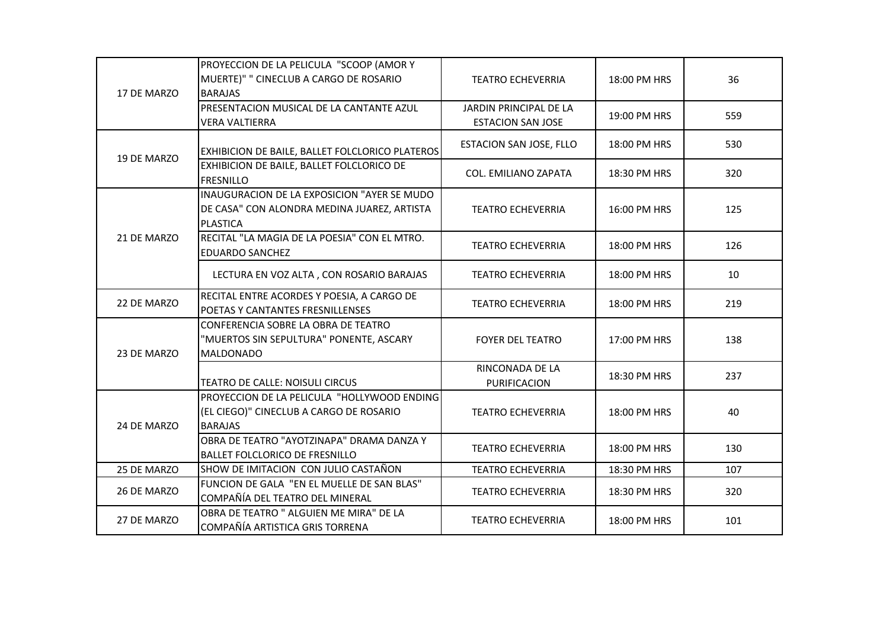| | | | | |
|---|---|---|---|---|
| 17 DE MARZO | PROYECCION DE LA PELICULA "SCOOP (AMOR Y MUERTE)" " CINECLUB A CARGO DE ROSARIO BARAJAS | TEATRO ECHEVERRIA | 18:00 PM HRS | 36 |
| | PRESENTACION MUSICAL DE LA CANTANTE AZUL VERA VALTIERRA | JARDIN PRINCIPAL DE LA ESTACION SAN JOSE | 19:00 PM HRS | 559 |
| 19 DE MARZO | EXHIBICION DE BAILE, BALLET FOLCLORICO PLATEROS | ESTACION SAN JOSE, FLLO | 18:00 PM HRS | 530 |
| | EXHIBICION DE BAILE, BALLET FOLCLORICO DE FRESNILLO | COL. EMILIANO ZAPATA | 18:30 PM HRS | 320 |
| 21 DE MARZO | INAUGURACION DE LA EXPOSICION "AYER SE MUDO DE CASA" CON ALONDRA MEDINA JUAREZ, ARTISTA PLASTICA | TEATRO ECHEVERRIA | 16:00 PM HRS | 125 |
| | RECITAL "LA MAGIA DE LA POESIA" CON EL MTRO. EDUARDO SANCHEZ | TEATRO ECHEVERRIA | 18:00 PM HRS | 126 |
| | LECTURA EN VOZ ALTA , CON ROSARIO BARAJAS | TEATRO ECHEVERRIA | 18:00 PM HRS | 10 |
| 22 DE MARZO | RECITAL ENTRE ACORDES Y POESIA, A CARGO DE POETAS Y CANTANTES FRESNILLENSES | TEATRO ECHEVERRIA | 18:00 PM HRS | 219 |
| 23 DE MARZO | CONFERENCIA SOBRE LA OBRA DE TEATRO "MUERTOS SIN SEPULTURA" PONENTE, ASCARY MALDONADO | FOYER DEL TEATRO | 17:00 PM HRS | 138 |
| | TEATRO DE CALLE: NOISULI CIRCUS | RINCONADA DE LA PURIFICACION | 18:30 PM HRS | 237 |
| 24 DE MARZO | PROYECCION DE LA PELICULA "HOLLYWOOD ENDING (EL CIEGO)" CINECLUB A CARGO DE ROSARIO BARAJAS | TEATRO ECHEVERRIA | 18:00 PM HRS | 40 |
| | OBRA DE TEATRO "AYOTZINAPA" DRAMA DANZA Y BALLET FOLCLORICO DE FRESNILLO | TEATRO ECHEVERRIA | 18:00 PM HRS | 130 |
| 25 DE MARZO | SHOW DE IMITACION CON JULIO CASTAÑON | TEATRO ECHEVERRIA | 18:30 PM HRS | 107 |
| 26 DE MARZO | FUNCION DE GALA "EN EL MUELLE DE SAN BLAS" COMPAÑÍA DEL TEATRO DEL MINERAL | TEATRO ECHEVERRIA | 18:30 PM HRS | 320 |
| 27 DE MARZO | OBRA DE TEATRO " ALGUIEN ME MIRA" DE LA COMPAÑÍA ARTISTICA GRIS TORRENA | TEATRO ECHEVERRIA | 18:00 PM HRS | 101 |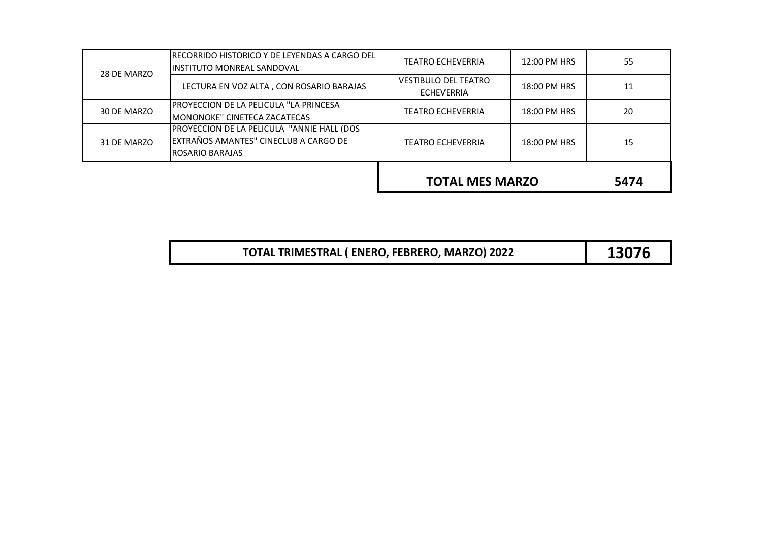| | | | | |
|---|---|---|---|---|
| 28 DE MARZO | RECORRIDO HISTORICO Y DE LEYENDAS A CARGO DEL INSTITUTO MONREAL SANDOVAL | TEATRO ECHEVERRIA | 12:00 PM HRS | 55 |
| | LECTURA EN VOZ ALTA , CON ROSARIO BARAJAS | VESTIBULO DEL TEATRO ECHEVERRIA | 18:00 PM HRS | 11 |
| 30 DE MARZO | PROYECCION DE LA PELICULA "LA PRINCESA MONONOKE" CINETECA ZACATECAS | TEATRO ECHEVERRIA | 18:00 PM HRS | 20 |
| 31 DE MARZO | PROYECCION DE LA PELICULA "ANNIE HALL (DOS EXTRAÑOS AMANTES" CINECLUB A CARGO DE ROSARIO BARAJAS | TEATRO ECHEVERRIA | 18:00 PM HRS | 15 |
| | | **TOTAL MES MARZO** | | **5474** |

| | |
|---|---|
| **TOTAL TRIMESTRAL ( ENERO, FEBRERO, MARZO) 2022** | **13076** |